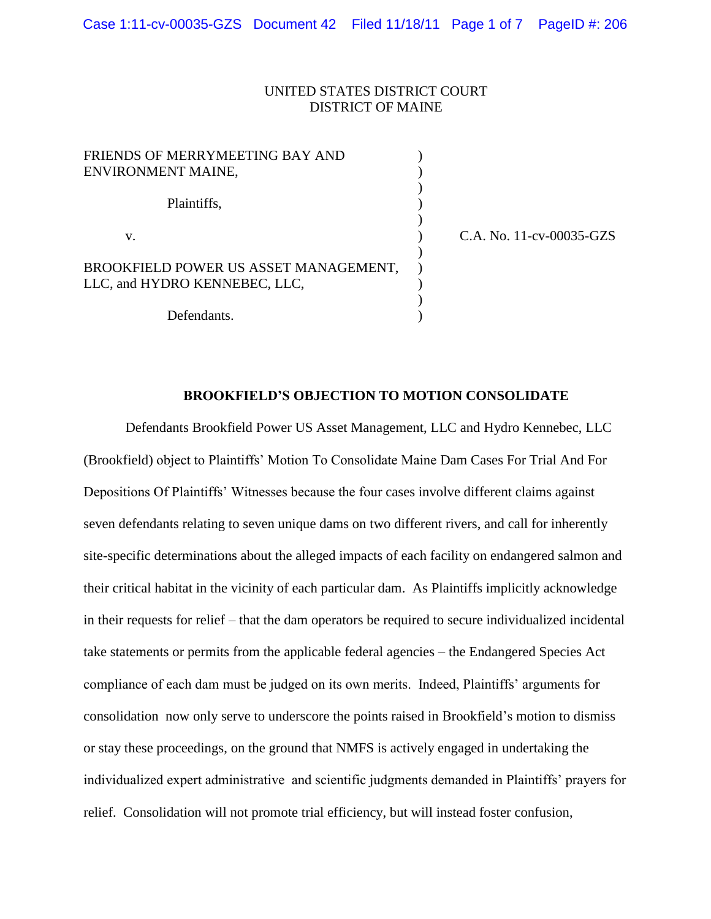UNITED STATES DISTRICT COURT
DISTRICT OF MAINE

| | | |
|---|---|---|
| FRIENDS OF MERRYMEETING BAY AND ENVIRONMENT MAINE,<br><br>Plaintiffs,<br><br>v.<br><br>BROOKFIELD POWER US ASSET MANAGEMENT, LLC, and HYDRO KENNEBEC, LLC,<br><br>Defendants. | ) | C.A. No. 11-cv-00035-GZS |

**BROOKFIELD'S OBJECTION TO MOTION CONSOLIDATE**

Defendants Brookfield Power US Asset Management, LLC and Hydro Kennebec, LLC (Brookfield) object to Plaintiffs' Motion To Consolidate Maine Dam Cases For Trial And For Depositions Of Plaintiffs' Witnesses because the four cases involve different claims against seven defendants relating to seven unique dams on two different rivers, and call for inherently site-specific determinations about the alleged impacts of each facility on endangered salmon and their critical habitat in the vicinity of each particular dam. As Plaintiffs implicitly acknowledge in their requests for relief – that the dam operators be required to secure individualized incidental take statements or permits from the applicable federal agencies – the Endangered Species Act compliance of each dam must be judged on its own merits. Indeed, Plaintiffs' arguments for consolidation now only serve to underscore the points raised in Brookfield's motion to dismiss or stay these proceedings, on the ground that NMFS is actively engaged in undertaking the individualized expert administrative and scientific judgments demanded in Plaintiffs' prayers for relief. Consolidation will not promote trial efficiency, but will instead foster confusion,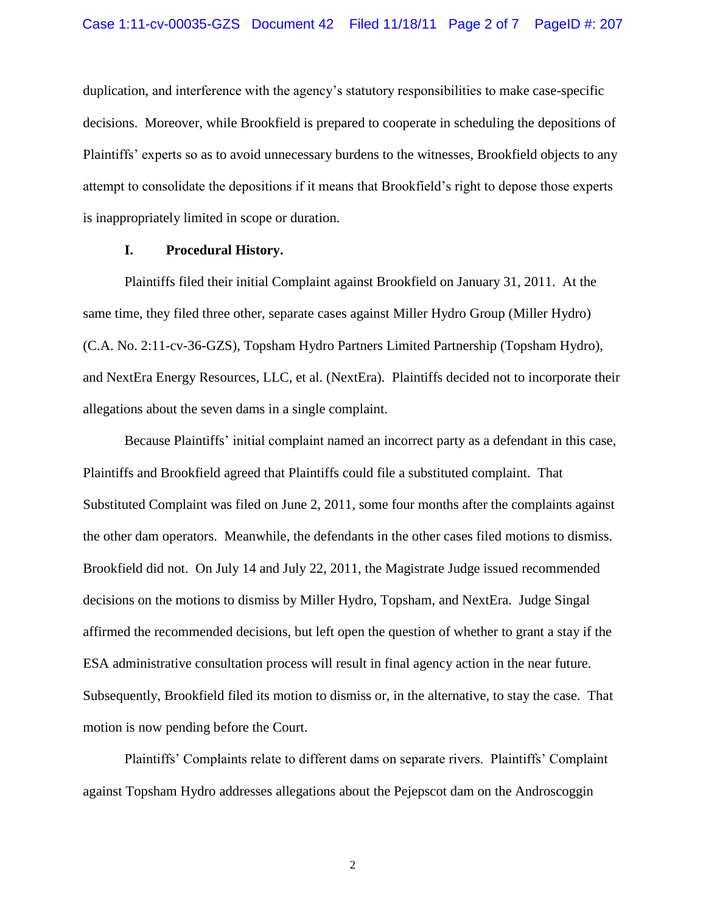duplication, and interference with the agency's statutory responsibilities to make case-specific decisions. Moreover, while Brookfield is prepared to cooperate in scheduling the depositions of Plaintiffs' experts so as to avoid unnecessary burdens to the witnesses, Brookfield objects to any attempt to consolidate the depositions if it means that Brookfield's right to depose those experts is inappropriately limited in scope or duration.

## I. Procedural History.

Plaintiffs filed their initial Complaint against Brookfield on January 31, 2011. At the same time, they filed three other, separate cases against Miller Hydro Group (Miller Hydro) (C.A. No. 2:11-cv-36-GZS), Topsham Hydro Partners Limited Partnership (Topsham Hydro), and NextEra Energy Resources, LLC, et al. (NextEra). Plaintiffs decided not to incorporate their allegations about the seven dams in a single complaint.

Because Plaintiffs' initial complaint named an incorrect party as a defendant in this case, Plaintiffs and Brookfield agreed that Plaintiffs could file a substituted complaint. That Substituted Complaint was filed on June 2, 2011, some four months after the complaints against the other dam operators. Meanwhile, the defendants in the other cases filed motions to dismiss. Brookfield did not. On July 14 and July 22, 2011, the Magistrate Judge issued recommended decisions on the motions to dismiss by Miller Hydro, Topsham, and NextEra. Judge Singal affirmed the recommended decisions, but left open the question of whether to grant a stay if the ESA administrative consultation process will result in final agency action in the near future. Subsequently, Brookfield filed its motion to dismiss or, in the alternative, to stay the case. That motion is now pending before the Court.

Plaintiffs' Complaints relate to different dams on separate rivers. Plaintiffs' Complaint against Topsham Hydro addresses allegations about the Pejepscot dam on the Androscoggin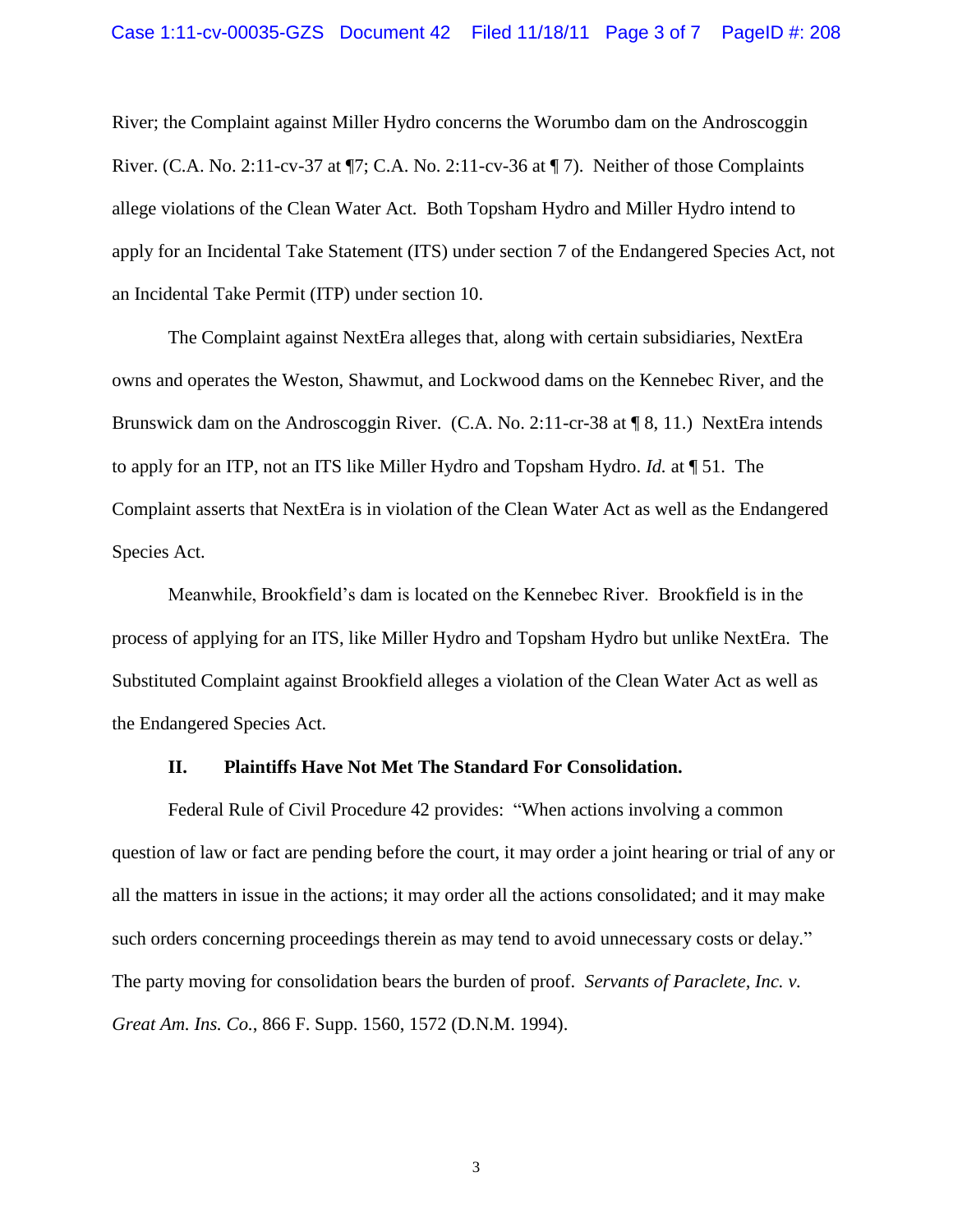River; the Complaint against Miller Hydro concerns the Worumbo dam on the Androscoggin River. (C.A. No. 2:11-cv-37 at ¶7; C.A. No. 2:11-cv-36 at ¶ 7). Neither of those Complaints allege violations of the Clean Water Act. Both Topsham Hydro and Miller Hydro intend to apply for an Incidental Take Statement (ITS) under section 7 of the Endangered Species Act, not an Incidental Take Permit (ITP) under section 10.

The Complaint against NextEra alleges that, along with certain subsidiaries, NextEra owns and operates the Weston, Shawmut, and Lockwood dams on the Kennebec River, and the Brunswick dam on the Androscoggin River. (C.A. No. 2:11-cr-38 at ¶ 8, 11.) NextEra intends to apply for an ITP, not an ITS like Miller Hydro and Topsham Hydro. *Id.* at ¶ 51. The Complaint asserts that NextEra is in violation of the Clean Water Act as well as the Endangered Species Act.

Meanwhile, Brookfield's dam is located on the Kennebec River. Brookfield is in the process of applying for an ITS, like Miller Hydro and Topsham Hydro but unlike NextEra. The Substituted Complaint against Brookfield alleges a violation of the Clean Water Act as well as the Endangered Species Act.

## II. Plaintiffs Have Not Met The Standard For Consolidation.

Federal Rule of Civil Procedure 42 provides: "When actions involving a common question of law or fact are pending before the court, it may order a joint hearing or trial of any or all the matters in issue in the actions; it may order all the actions consolidated; and it may make such orders concerning proceedings therein as may tend to avoid unnecessary costs or delay." The party moving for consolidation bears the burden of proof. *Servants of Paraclete, Inc. v. Great Am. Ins. Co.*, 866 F. Supp. 1560, 1572 (D.N.M. 1994).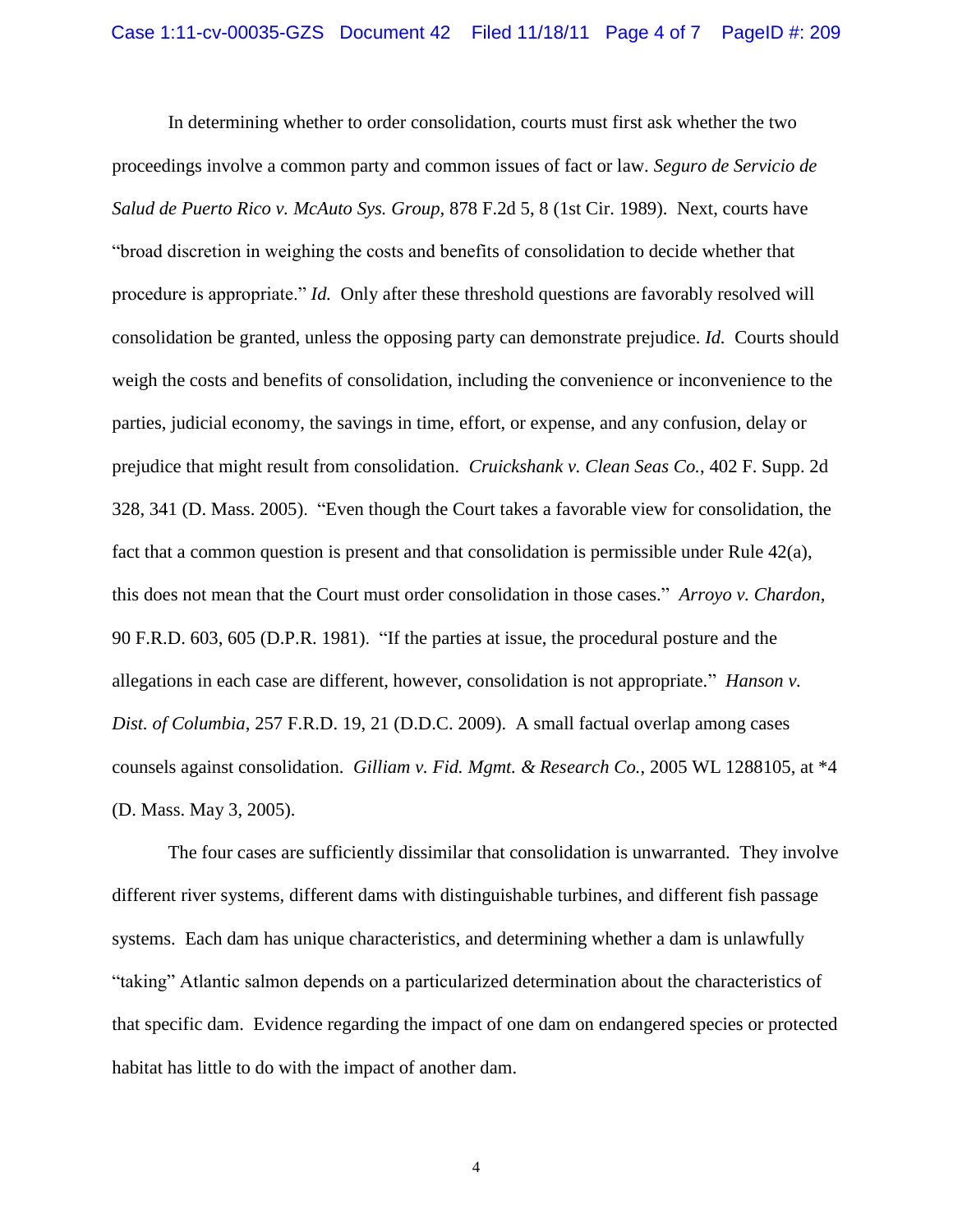In determining whether to order consolidation, courts must first ask whether the two proceedings involve a common party and common issues of fact or law. *Seguro de Servicio de Salud de Puerto Rico v. McAuto Sys. Group*, 878 F.2d 5, 8 (1st Cir. 1989). Next, courts have "broad discretion in weighing the costs and benefits of consolidation to decide whether that procedure is appropriate." *Id.* Only after these threshold questions are favorably resolved will consolidation be granted, unless the opposing party can demonstrate prejudice. *Id.* Courts should weigh the costs and benefits of consolidation, including the convenience or inconvenience to the parties, judicial economy, the savings in time, effort, or expense, and any confusion, delay or prejudice that might result from consolidation. *Cruickshank v. Clean Seas Co.*, 402 F. Supp. 2d 328, 341 (D. Mass. 2005). "Even though the Court takes a favorable view for consolidation, the fact that a common question is present and that consolidation is permissible under Rule 42(a), this does not mean that the Court must order consolidation in those cases." *Arroyo v. Chardon*, 90 F.R.D. 603, 605 (D.P.R. 1981). "If the parties at issue, the procedural posture and the allegations in each case are different, however, consolidation is not appropriate." *Hanson v. Dist. of Columbia*, 257 F.R.D. 19, 21 (D.D.C. 2009). A small factual overlap among cases counsels against consolidation. *Gilliam v. Fid. Mgmt. & Research Co.*, 2005 WL 1288105, at *4 (D. Mass. May 3, 2005).

The four cases are sufficiently dissimilar that consolidation is unwarranted. They involve different river systems, different dams with distinguishable turbines, and different fish passage systems. Each dam has unique characteristics, and determining whether a dam is unlawfully "taking" Atlantic salmon depends on a particularized determination about the characteristics of that specific dam. Evidence regarding the impact of one dam on endangered species or protected habitat has little to do with the impact of another dam.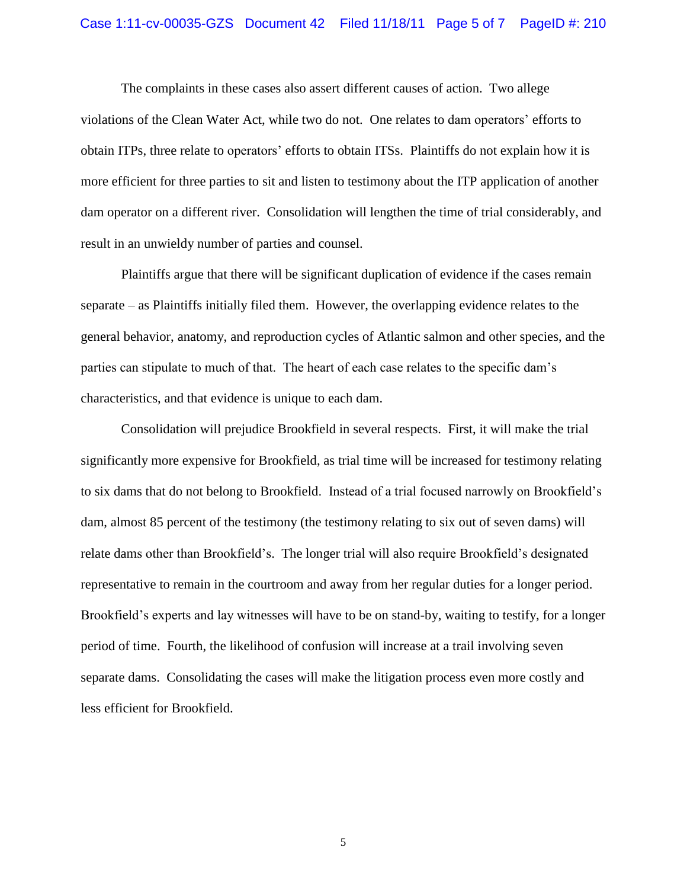The complaints in these cases also assert different causes of action. Two allege violations of the Clean Water Act, while two do not. One relates to dam operators' efforts to obtain ITPs, three relate to operators' efforts to obtain ITSs. Plaintiffs do not explain how it is more efficient for three parties to sit and listen to testimony about the ITP application of another dam operator on a different river. Consolidation will lengthen the time of trial considerably, and result in an unwieldy number of parties and counsel.

Plaintiffs argue that there will be significant duplication of evidence if the cases remain separate – as Plaintiffs initially filed them. However, the overlapping evidence relates to the general behavior, anatomy, and reproduction cycles of Atlantic salmon and other species, and the parties can stipulate to much of that. The heart of each case relates to the specific dam's characteristics, and that evidence is unique to each dam.

Consolidation will prejudice Brookfield in several respects. First, it will make the trial significantly more expensive for Brookfield, as trial time will be increased for testimony relating to six dams that do not belong to Brookfield. Instead of a trial focused narrowly on Brookfield's dam, almost 85 percent of the testimony (the testimony relating to six out of seven dams) will relate dams other than Brookfield's. The longer trial will also require Brookfield's designated representative to remain in the courtroom and away from her regular duties for a longer period. Brookfield's experts and lay witnesses will have to be on stand-by, waiting to testify, for a longer period of time. Fourth, the likelihood of confusion will increase at a trail involving seven separate dams. Consolidating the cases will make the litigation process even more costly and less efficient for Brookfield.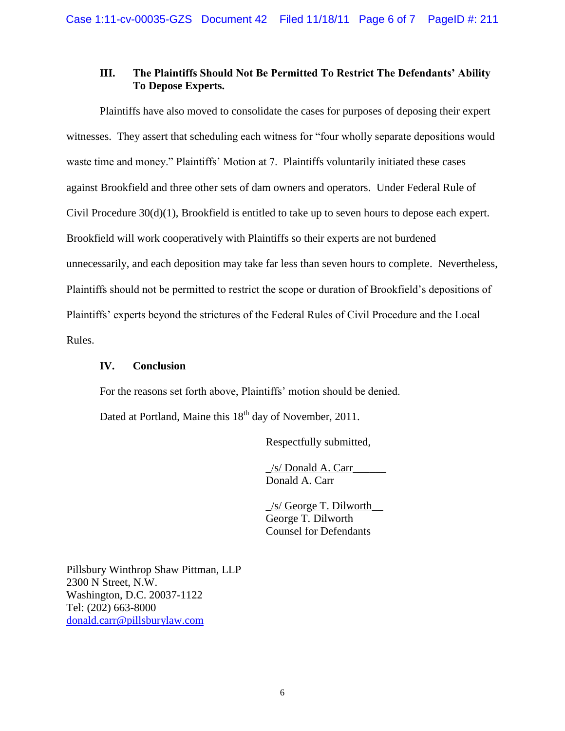### III. The Plaintiffs Should Not Be Permitted To Restrict The Defendants' Ability To Depose Experts.

Plaintiffs have also moved to consolidate the cases for purposes of deposing their expert witnesses. They assert that scheduling each witness for "four wholly separate depositions would waste time and money." Plaintiffs' Motion at 7. Plaintiffs voluntarily initiated these cases against Brookfield and three other sets of dam owners and operators. Under Federal Rule of Civil Procedure 30(d)(1), Brookfield is entitled to take up to seven hours to depose each expert. Brookfield will work cooperatively with Plaintiffs so their experts are not burdened unnecessarily, and each deposition may take far less than seven hours to complete. Nevertheless, Plaintiffs should not be permitted to restrict the scope or duration of Brookfield's depositions of Plaintiffs' experts beyond the strictures of the Federal Rules of Civil Procedure and the Local Rules.

### IV. Conclusion

For the reasons set forth above, Plaintiffs' motion should be denied.

Dated at Portland, Maine this 18th day of November, 2011.

Respectfully submitted,

/s/ Donald A. Carr
Donald A. Carr

/s/ George T. Dilworth
George T. Dilworth
Counsel for Defendants

Pillsbury Winthrop Shaw Pittman, LLP
2300 N Street, N.W.
Washington, D.C. 20037-1122
Tel: (202) 663-8000
donald.carr@pillsburylaw.com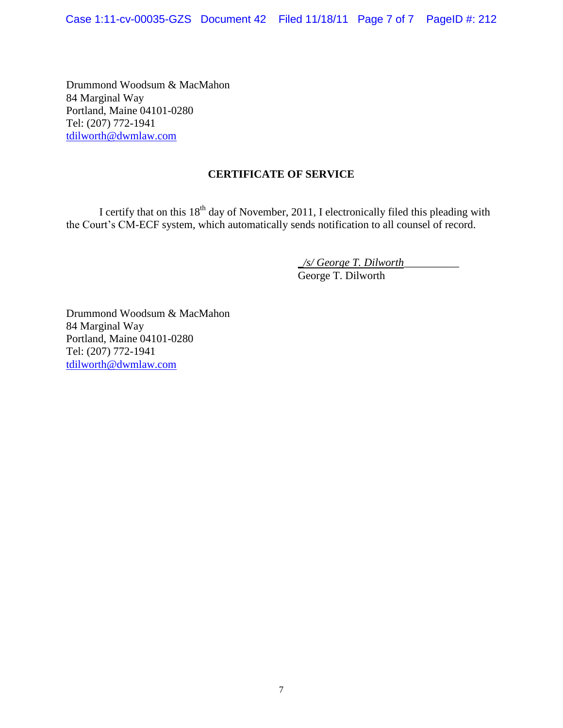Drummond Woodsum & MacMahon
84 Marginal Way
Portland, Maine 04101-0280
Tel: (207) 772-1941
tdilworth@dwmlaw.com

## CERTIFICATE OF SERVICE

I certify that on this 18th day of November, 2011, I electronically filed this pleading with the Court's CM-ECF system, which automatically sends notification to all counsel of record.

*/s/ George T. Dilworth*
George T. Dilworth

Drummond Woodsum & MacMahon
84 Marginal Way
Portland, Maine 04101-0280
Tel: (207) 772-1941
tdilworth@dwmlaw.com